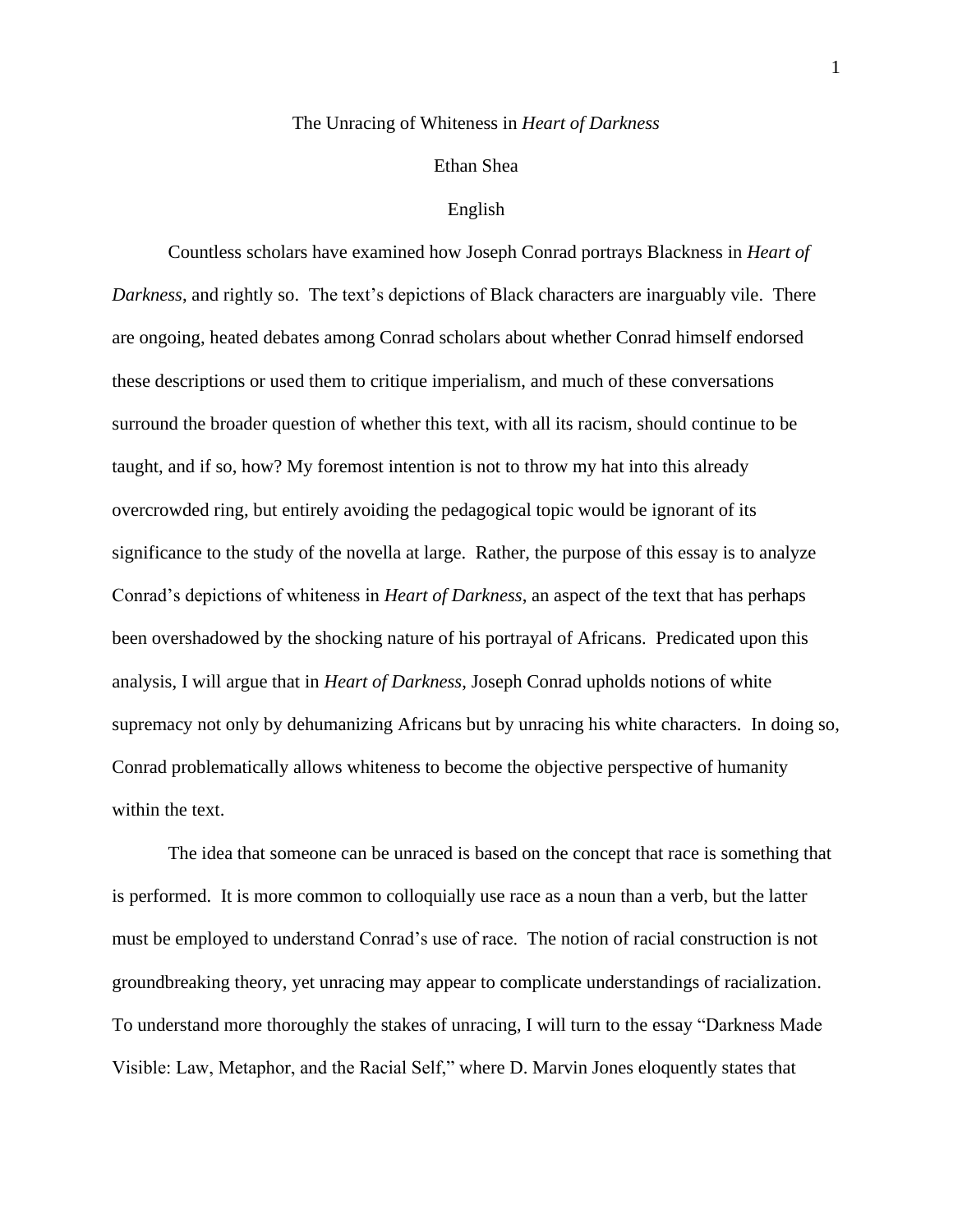# The Unracing of Whiteness in *Heart of Darkness*

Ethan Shea

English

Countless scholars have examined how Joseph Conrad portrays Blackness in *Heart of Darkness*, and rightly so. The text's depictions of Black characters are inarguably vile. There are ongoing, heated debates among Conrad scholars about whether Conrad himself endorsed these descriptions or used them to critique imperialism, and much of these conversations surround the broader question of whether this text, with all its racism, should continue to be taught, and if so, how? My foremost intention is not to throw my hat into this already overcrowded ring, but entirely avoiding the pedagogical topic would be ignorant of its significance to the study of the novella at large. Rather, the purpose of this essay is to analyze Conrad's depictions of whiteness in *Heart of Darkness*, an aspect of the text that has perhaps been overshadowed by the shocking nature of his portrayal of Africans. Predicated upon this analysis, I will argue that in *Heart of Darkness*, Joseph Conrad upholds notions of white supremacy not only by dehumanizing Africans but by unracing his white characters. In doing so, Conrad problematically allows whiteness to become the objective perspective of humanity within the text.

The idea that someone can be unraced is based on the concept that race is something that is performed. It is more common to colloquially use race as a noun than a verb, but the latter must be employed to understand Conrad's use of race. The notion of racial construction is not groundbreaking theory, yet unracing may appear to complicate understandings of racialization. To understand more thoroughly the stakes of unracing, I will turn to the essay "Darkness Made Visible: Law, Metaphor, and the Racial Self," where D. Marvin Jones eloquently states that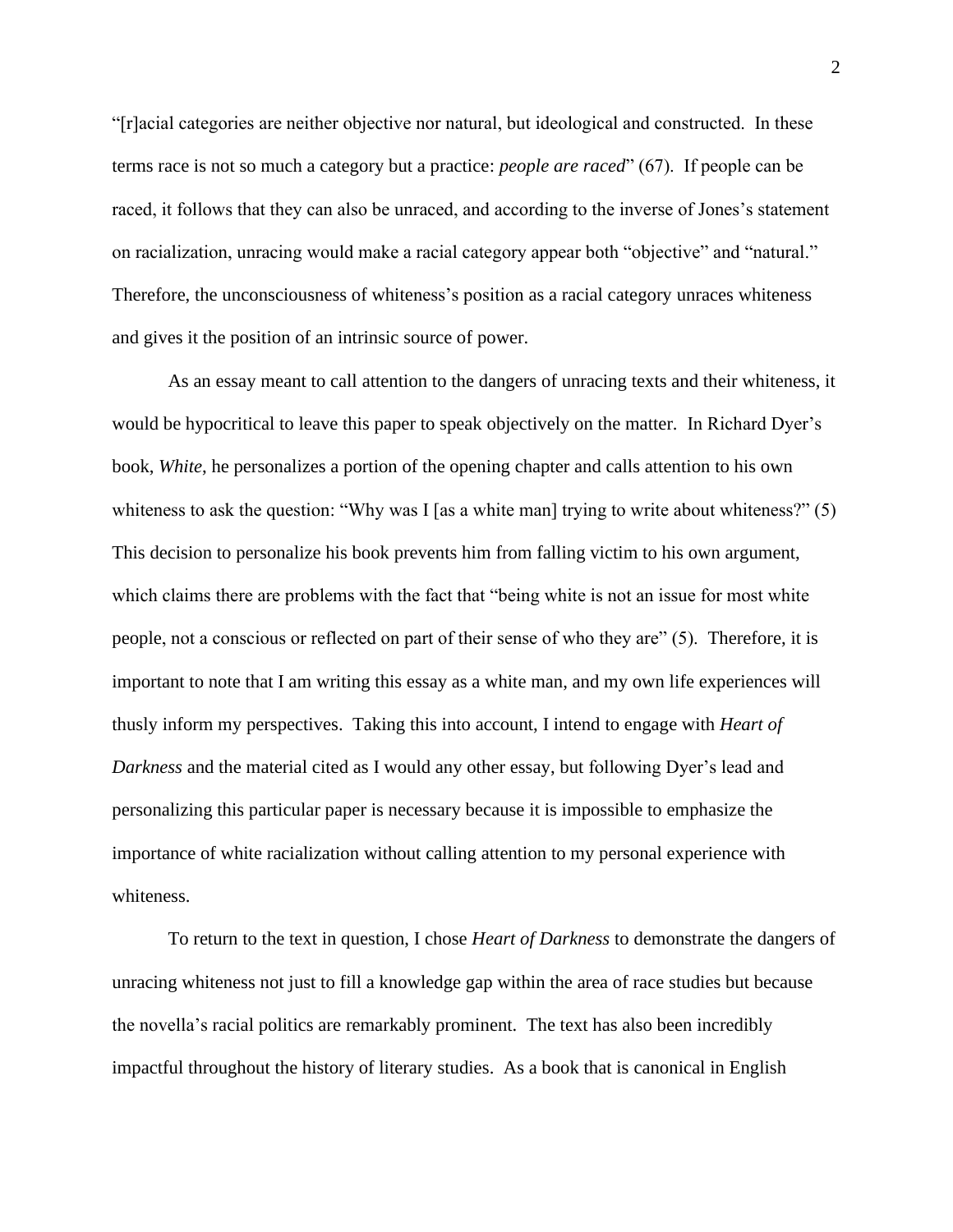"[r]acial categories are neither objective nor natural, but ideological and constructed. In these terms race is not so much a category but a practice: *people are raced*" (67). If people can be raced, it follows that they can also be unraced, and according to the inverse of Jones's statement on racialization, unracing would make a racial category appear both "objective" and "natural." Therefore, the unconsciousness of whiteness's position as a racial category unraces whiteness and gives it the position of an intrinsic source of power.

As an essay meant to call attention to the dangers of unracing texts and their whiteness, it would be hypocritical to leave this paper to speak objectively on the matter. In Richard Dyer's book, *White*, he personalizes a portion of the opening chapter and calls attention to his own whiteness to ask the question: "Why was I [as a white man] trying to write about whiteness?" (5) This decision to personalize his book prevents him from falling victim to his own argument, which claims there are problems with the fact that "being white is not an issue for most white people, not a conscious or reflected on part of their sense of who they are" (5). Therefore, it is important to note that I am writing this essay as a white man, and my own life experiences will thusly inform my perspectives. Taking this into account, I intend to engage with *Heart of Darkness* and the material cited as I would any other essay, but following Dyer's lead and personalizing this particular paper is necessary because it is impossible to emphasize the importance of white racialization without calling attention to my personal experience with whiteness.

To return to the text in question, I chose *Heart of Darkness* to demonstrate the dangers of unracing whiteness not just to fill a knowledge gap within the area of race studies but because the novella's racial politics are remarkably prominent. The text has also been incredibly impactful throughout the history of literary studies. As a book that is canonical in English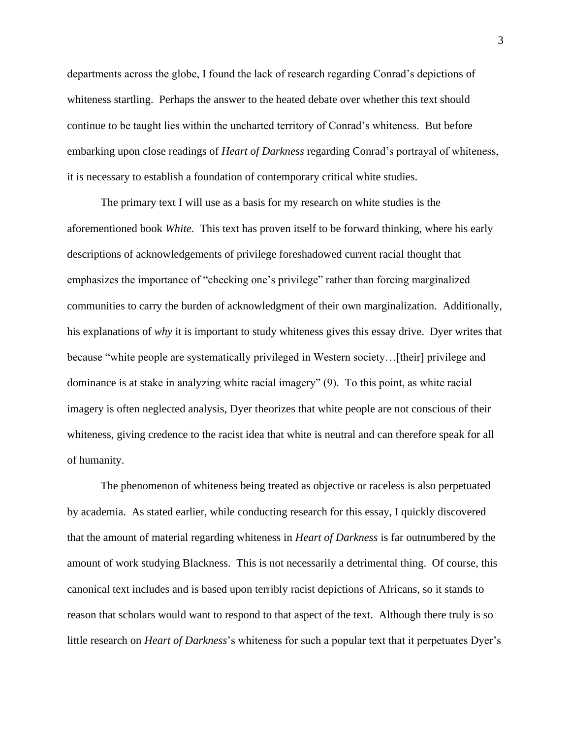departments across the globe, I found the lack of research regarding Conrad's depictions of whiteness startling. Perhaps the answer to the heated debate over whether this text should continue to be taught lies within the uncharted territory of Conrad's whiteness. But before embarking upon close readings of *Heart of Darkness* regarding Conrad's portrayal of whiteness, it is necessary to establish a foundation of contemporary critical white studies.

The primary text I will use as a basis for my research on white studies is the aforementioned book *White*. This text has proven itself to be forward thinking, where his early descriptions of acknowledgements of privilege foreshadowed current racial thought that emphasizes the importance of "checking one's privilege" rather than forcing marginalized communities to carry the burden of acknowledgment of their own marginalization. Additionally, his explanations of *why* it is important to study whiteness gives this essay drive. Dyer writes that because "white people are systematically privileged in Western society…[their] privilege and dominance is at stake in analyzing white racial imagery" (9). To this point, as white racial imagery is often neglected analysis, Dyer theorizes that white people are not conscious of their whiteness, giving credence to the racist idea that white is neutral and can therefore speak for all of humanity.

The phenomenon of whiteness being treated as objective or raceless is also perpetuated by academia. As stated earlier, while conducting research for this essay, I quickly discovered that the amount of material regarding whiteness in *Heart of Darkness* is far outnumbered by the amount of work studying Blackness. This is not necessarily a detrimental thing. Of course, this canonical text includes and is based upon terribly racist depictions of Africans, so it stands to reason that scholars would want to respond to that aspect of the text. Although there truly is so little research on *Heart of Darkness*'s whiteness for such a popular text that it perpetuates Dyer's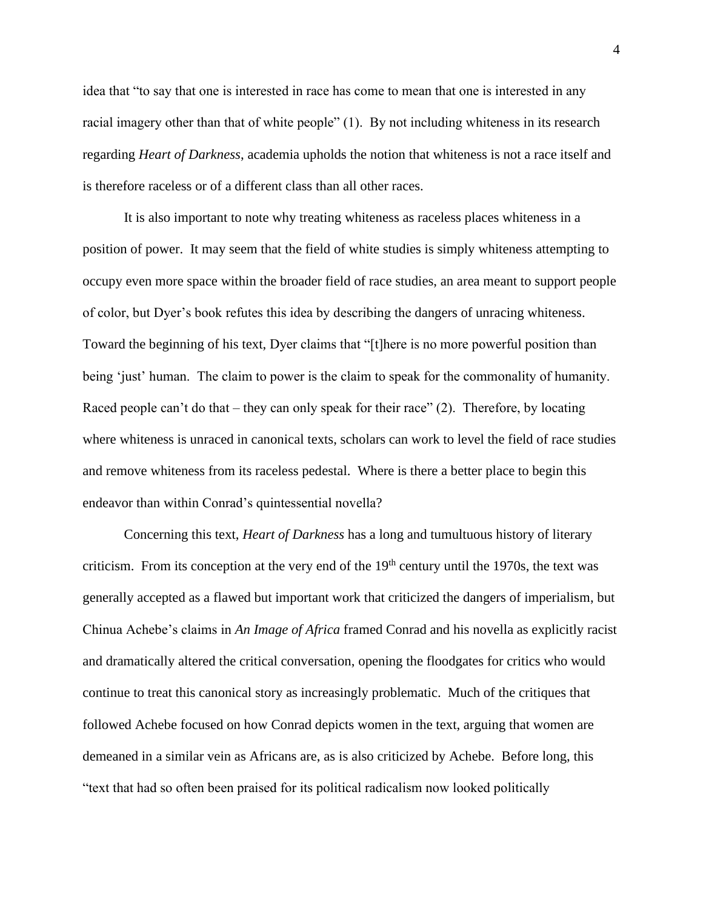idea that "to say that one is interested in race has come to mean that one is interested in any racial imagery other than that of white people" (1). By not including whiteness in its research regarding *Heart of Darkness*, academia upholds the notion that whiteness is not a race itself and is therefore raceless or of a different class than all other races.

It is also important to note why treating whiteness as raceless places whiteness in a position of power. It may seem that the field of white studies is simply whiteness attempting to occupy even more space within the broader field of race studies, an area meant to support people of color, but Dyer's book refutes this idea by describing the dangers of unracing whiteness. Toward the beginning of his text, Dyer claims that "[t]here is no more powerful position than being 'just' human. The claim to power is the claim to speak for the commonality of humanity. Raced people can't do that – they can only speak for their race" (2). Therefore, by locating where whiteness is unraced in canonical texts, scholars can work to level the field of race studies and remove whiteness from its raceless pedestal. Where is there a better place to begin this endeavor than within Conrad's quintessential novella?

Concerning this text, *Heart of Darkness* has a long and tumultuous history of literary criticism. From its conception at the very end of the 19th century until the 1970s, the text was generally accepted as a flawed but important work that criticized the dangers of imperialism, but Chinua Achebe's claims in *An Image of Africa* framed Conrad and his novella as explicitly racist and dramatically altered the critical conversation, opening the floodgates for critics who would continue to treat this canonical story as increasingly problematic. Much of the critiques that followed Achebe focused on how Conrad depicts women in the text, arguing that women are demeaned in a similar vein as Africans are, as is also criticized by Achebe. Before long, this "text that had so often been praised for its political radicalism now looked politically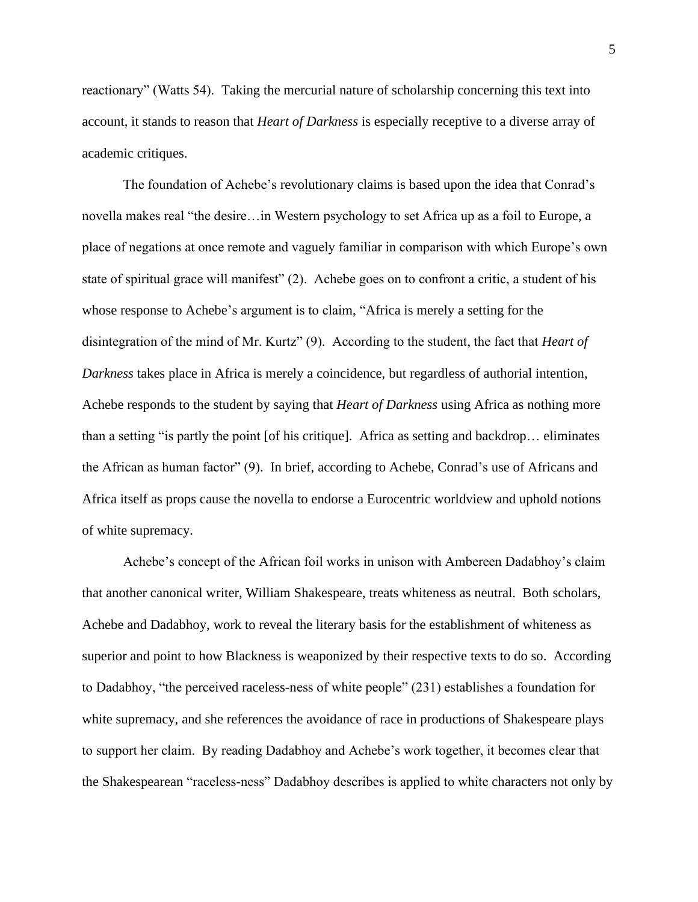reactionary" (Watts 54). Taking the mercurial nature of scholarship concerning this text into account, it stands to reason that *Heart of Darkness* is especially receptive to a diverse array of academic critiques.

The foundation of Achebe's revolutionary claims is based upon the idea that Conrad's novella makes real "the desire…in Western psychology to set Africa up as a foil to Europe, a place of negations at once remote and vaguely familiar in comparison with which Europe's own state of spiritual grace will manifest" (2). Achebe goes on to confront a critic, a student of his whose response to Achebe's argument is to claim, "Africa is merely a setting for the disintegration of the mind of Mr. Kurtz" (9). According to the student, the fact that *Heart of Darkness* takes place in Africa is merely a coincidence, but regardless of authorial intention, Achebe responds to the student by saying that *Heart of Darkness* using Africa as nothing more than a setting "is partly the point [of his critique]. Africa as setting and backdrop… eliminates the African as human factor" (9). In brief, according to Achebe, Conrad's use of Africans and Africa itself as props cause the novella to endorse a Eurocentric worldview and uphold notions of white supremacy.

Achebe's concept of the African foil works in unison with Ambereen Dadabhoy's claim that another canonical writer, William Shakespeare, treats whiteness as neutral. Both scholars, Achebe and Dadabhoy, work to reveal the literary basis for the establishment of whiteness as superior and point to how Blackness is weaponized by their respective texts to do so. According to Dadabhoy, "the perceived raceless-ness of white people" (231) establishes a foundation for white supremacy, and she references the avoidance of race in productions of Shakespeare plays to support her claim. By reading Dadabhoy and Achebe's work together, it becomes clear that the Shakespearean "raceless-ness" Dadabhoy describes is applied to white characters not only by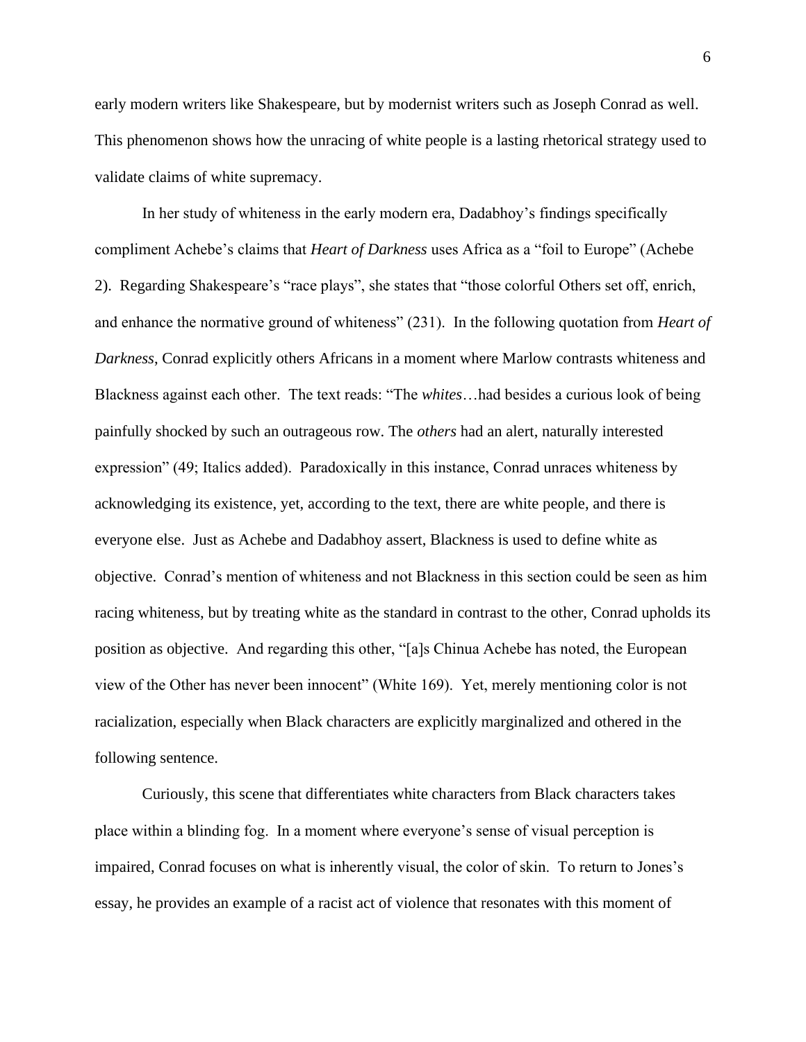early modern writers like Shakespeare, but by modernist writers such as Joseph Conrad as well. This phenomenon shows how the unracing of white people is a lasting rhetorical strategy used to validate claims of white supremacy.

In her study of whiteness in the early modern era, Dadabhoy's findings specifically compliment Achebe's claims that *Heart of Darkness* uses Africa as a "foil to Europe" (Achebe 2). Regarding Shakespeare's "race plays", she states that "those colorful Others set off, enrich, and enhance the normative ground of whiteness" (231). In the following quotation from *Heart of Darkness*, Conrad explicitly others Africans in a moment where Marlow contrasts whiteness and Blackness against each other. The text reads: "The *whites*…had besides a curious look of being painfully shocked by such an outrageous row. The *others* had an alert, naturally interested expression" (49; Italics added). Paradoxically in this instance, Conrad unraces whiteness by acknowledging its existence, yet, according to the text, there are white people, and there is everyone else. Just as Achebe and Dadabhoy assert, Blackness is used to define white as objective. Conrad's mention of whiteness and not Blackness in this section could be seen as him racing whiteness, but by treating white as the standard in contrast to the other, Conrad upholds its position as objective. And regarding this other, "[a]s Chinua Achebe has noted, the European view of the Other has never been innocent" (White 169). Yet, merely mentioning color is not racialization, especially when Black characters are explicitly marginalized and othered in the following sentence.

Curiously, this scene that differentiates white characters from Black characters takes place within a blinding fog. In a moment where everyone's sense of visual perception is impaired, Conrad focuses on what is inherently visual, the color of skin. To return to Jones's essay, he provides an example of a racist act of violence that resonates with this moment of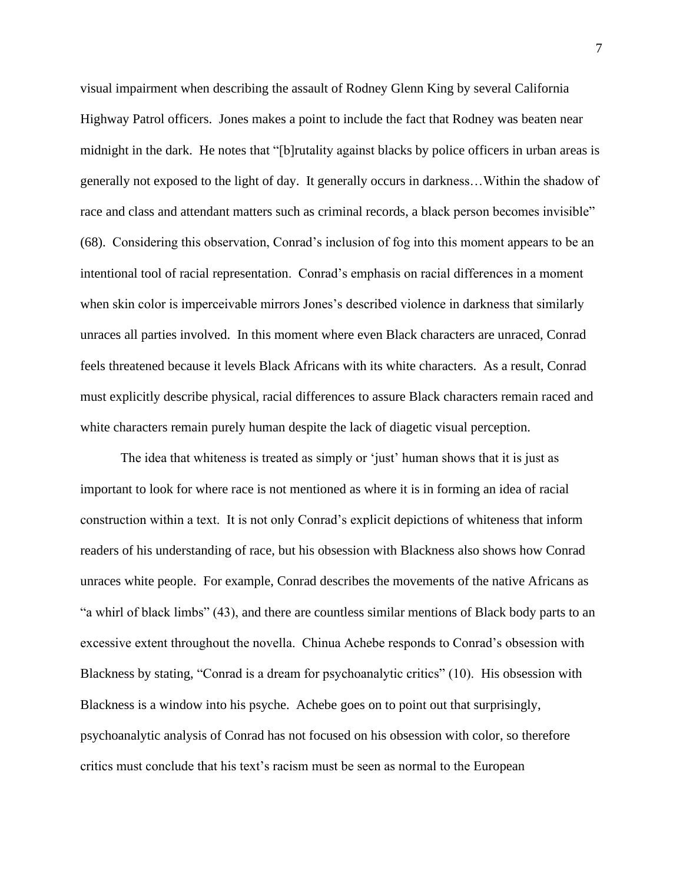visual impairment when describing the assault of Rodney Glenn King by several California Highway Patrol officers. Jones makes a point to include the fact that Rodney was beaten near midnight in the dark. He notes that "[b]rutality against blacks by police officers in urban areas is generally not exposed to the light of day. It generally occurs in darkness…Within the shadow of race and class and attendant matters such as criminal records, a black person becomes invisible" (68). Considering this observation, Conrad's inclusion of fog into this moment appears to be an intentional tool of racial representation. Conrad's emphasis on racial differences in a moment when skin color is imperceivable mirrors Jones's described violence in darkness that similarly unraces all parties involved. In this moment where even Black characters are unraced, Conrad feels threatened because it levels Black Africans with its white characters. As a result, Conrad must explicitly describe physical, racial differences to assure Black characters remain raced and white characters remain purely human despite the lack of diagetic visual perception.

The idea that whiteness is treated as simply or 'just' human shows that it is just as important to look for where race is not mentioned as where it is in forming an idea of racial construction within a text. It is not only Conrad's explicit depictions of whiteness that inform readers of his understanding of race, but his obsession with Blackness also shows how Conrad unraces white people. For example, Conrad describes the movements of the native Africans as "a whirl of black limbs" (43), and there are countless similar mentions of Black body parts to an excessive extent throughout the novella. Chinua Achebe responds to Conrad's obsession with Blackness by stating, "Conrad is a dream for psychoanalytic critics" (10). His obsession with Blackness is a window into his psyche. Achebe goes on to point out that surprisingly, psychoanalytic analysis of Conrad has not focused on his obsession with color, so therefore critics must conclude that his text's racism must be seen as normal to the European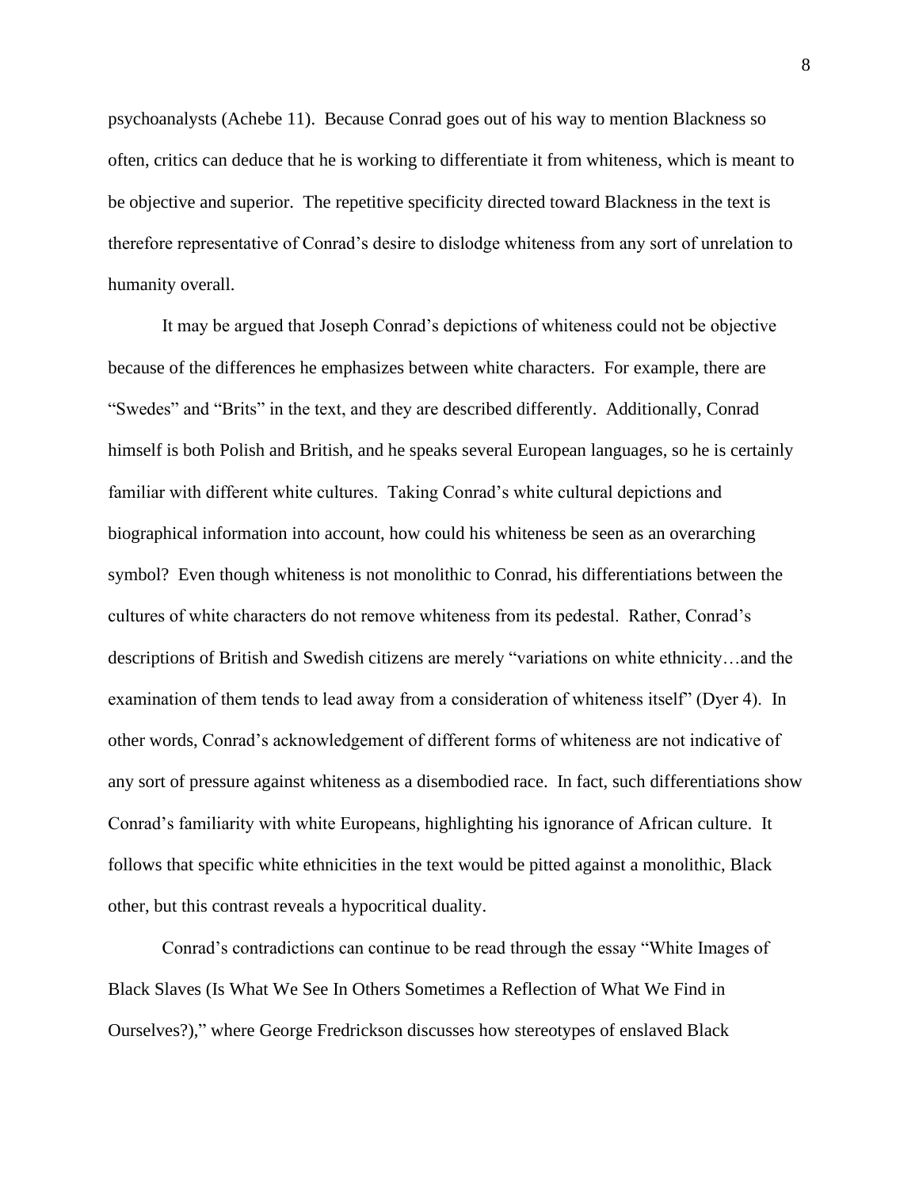psychoanalysts (Achebe 11). Because Conrad goes out of his way to mention Blackness so often, critics can deduce that he is working to differentiate it from whiteness, which is meant to be objective and superior. The repetitive specificity directed toward Blackness in the text is therefore representative of Conrad's desire to dislodge whiteness from any sort of unrelation to humanity overall.

It may be argued that Joseph Conrad's depictions of whiteness could not be objective because of the differences he emphasizes between white characters. For example, there are "Swedes" and "Brits" in the text, and they are described differently. Additionally, Conrad himself is both Polish and British, and he speaks several European languages, so he is certainly familiar with different white cultures. Taking Conrad's white cultural depictions and biographical information into account, how could his whiteness be seen as an overarching symbol? Even though whiteness is not monolithic to Conrad, his differentiations between the cultures of white characters do not remove whiteness from its pedestal. Rather, Conrad's descriptions of British and Swedish citizens are merely "variations on white ethnicity…and the examination of them tends to lead away from a consideration of whiteness itself" (Dyer 4). In other words, Conrad's acknowledgement of different forms of whiteness are not indicative of any sort of pressure against whiteness as a disembodied race. In fact, such differentiations show Conrad's familiarity with white Europeans, highlighting his ignorance of African culture. It follows that specific white ethnicities in the text would be pitted against a monolithic, Black other, but this contrast reveals a hypocritical duality.

Conrad's contradictions can continue to be read through the essay "White Images of Black Slaves (Is What We See In Others Sometimes a Reflection of What We Find in Ourselves?)," where George Fredrickson discusses how stereotypes of enslaved Black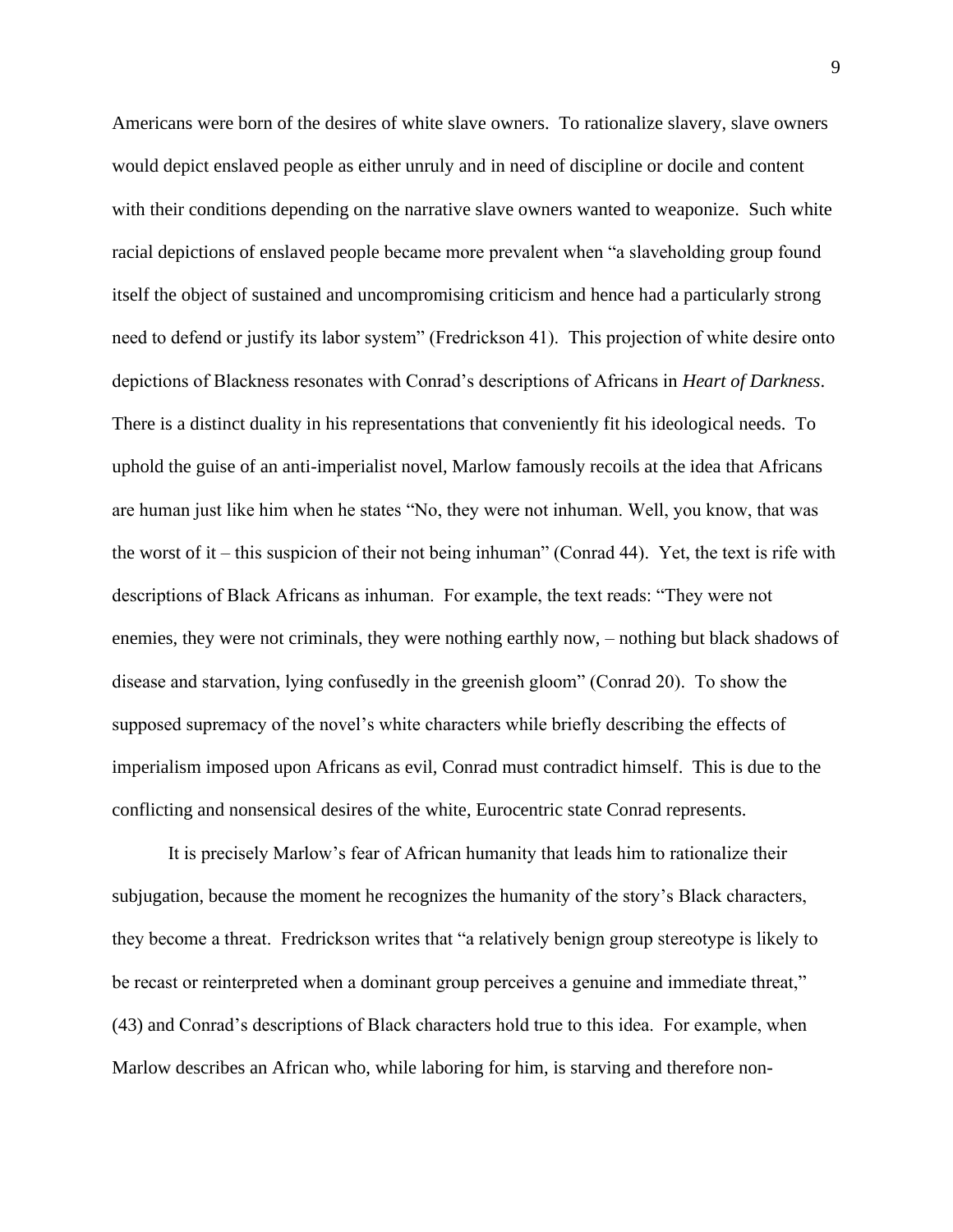Americans were born of the desires of white slave owners. To rationalize slavery, slave owners would depict enslaved people as either unruly and in need of discipline or docile and content with their conditions depending on the narrative slave owners wanted to weaponize. Such white racial depictions of enslaved people became more prevalent when "a slaveholding group found itself the object of sustained and uncompromising criticism and hence had a particularly strong need to defend or justify its labor system" (Fredrickson 41). This projection of white desire onto depictions of Blackness resonates with Conrad's descriptions of Africans in *Heart of Darkness*. There is a distinct duality in his representations that conveniently fit his ideological needs. To uphold the guise of an anti-imperialist novel, Marlow famously recoils at the idea that Africans are human just like him when he states "No, they were not inhuman. Well, you know, that was the worst of it – this suspicion of their not being inhuman" (Conrad 44). Yet, the text is rife with descriptions of Black Africans as inhuman. For example, the text reads: "They were not enemies, they were not criminals, they were nothing earthly now, – nothing but black shadows of disease and starvation, lying confusedly in the greenish gloom" (Conrad 20). To show the supposed supremacy of the novel's white characters while briefly describing the effects of imperialism imposed upon Africans as evil, Conrad must contradict himself. This is due to the conflicting and nonsensical desires of the white, Eurocentric state Conrad represents.

It is precisely Marlow's fear of African humanity that leads him to rationalize their subjugation, because the moment he recognizes the humanity of the story's Black characters, they become a threat. Fredrickson writes that "a relatively benign group stereotype is likely to be recast or reinterpreted when a dominant group perceives a genuine and immediate threat," (43) and Conrad's descriptions of Black characters hold true to this idea. For example, when Marlow describes an African who, while laboring for him, is starving and therefore non-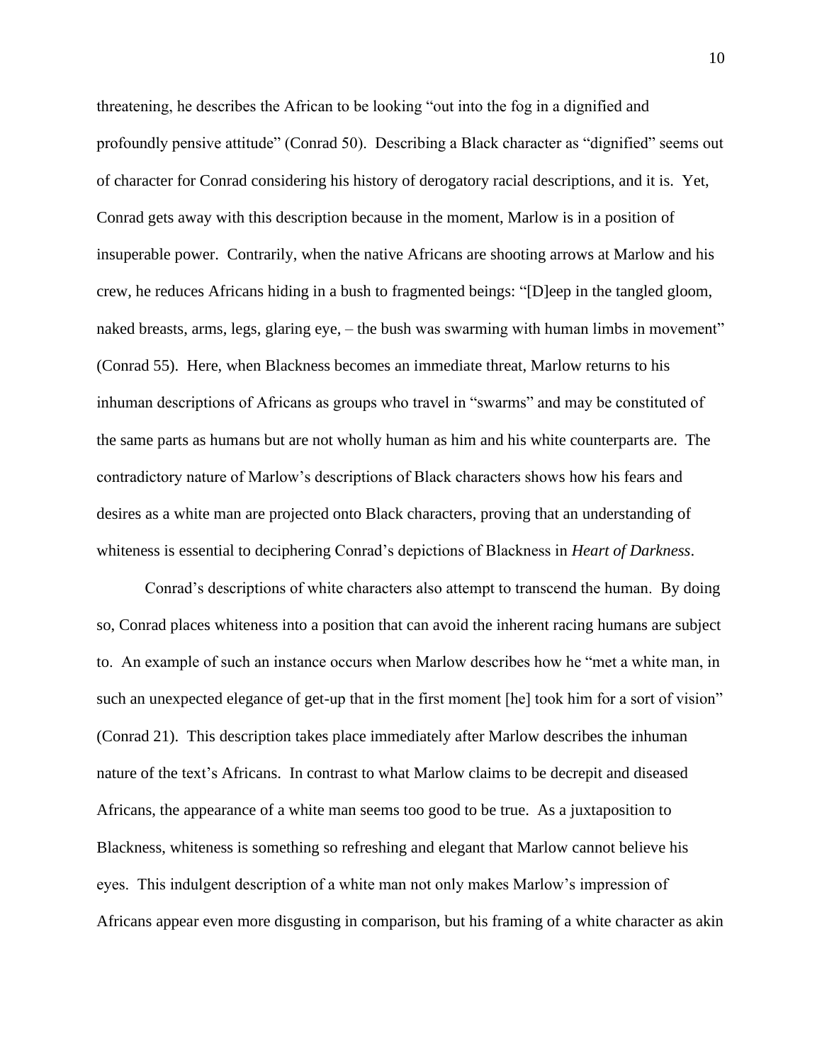threatening, he describes the African to be looking "out into the fog in a dignified and profoundly pensive attitude" (Conrad 50). Describing a Black character as "dignified" seems out of character for Conrad considering his history of derogatory racial descriptions, and it is. Yet, Conrad gets away with this description because in the moment, Marlow is in a position of insuperable power. Contrarily, when the native Africans are shooting arrows at Marlow and his crew, he reduces Africans hiding in a bush to fragmented beings: "[D]eep in the tangled gloom, naked breasts, arms, legs, glaring eye, – the bush was swarming with human limbs in movement" (Conrad 55). Here, when Blackness becomes an immediate threat, Marlow returns to his inhuman descriptions of Africans as groups who travel in "swarms" and may be constituted of the same parts as humans but are not wholly human as him and his white counterparts are. The contradictory nature of Marlow's descriptions of Black characters shows how his fears and desires as a white man are projected onto Black characters, proving that an understanding of whiteness is essential to deciphering Conrad's depictions of Blackness in *Heart of Darkness*.

Conrad's descriptions of white characters also attempt to transcend the human. By doing so, Conrad places whiteness into a position that can avoid the inherent racing humans are subject to. An example of such an instance occurs when Marlow describes how he "met a white man, in such an unexpected elegance of get-up that in the first moment [he] took him for a sort of vision" (Conrad 21). This description takes place immediately after Marlow describes the inhuman nature of the text's Africans. In contrast to what Marlow claims to be decrepit and diseased Africans, the appearance of a white man seems too good to be true. As a juxtaposition to Blackness, whiteness is something so refreshing and elegant that Marlow cannot believe his eyes. This indulgent description of a white man not only makes Marlow's impression of Africans appear even more disgusting in comparison, but his framing of a white character as akin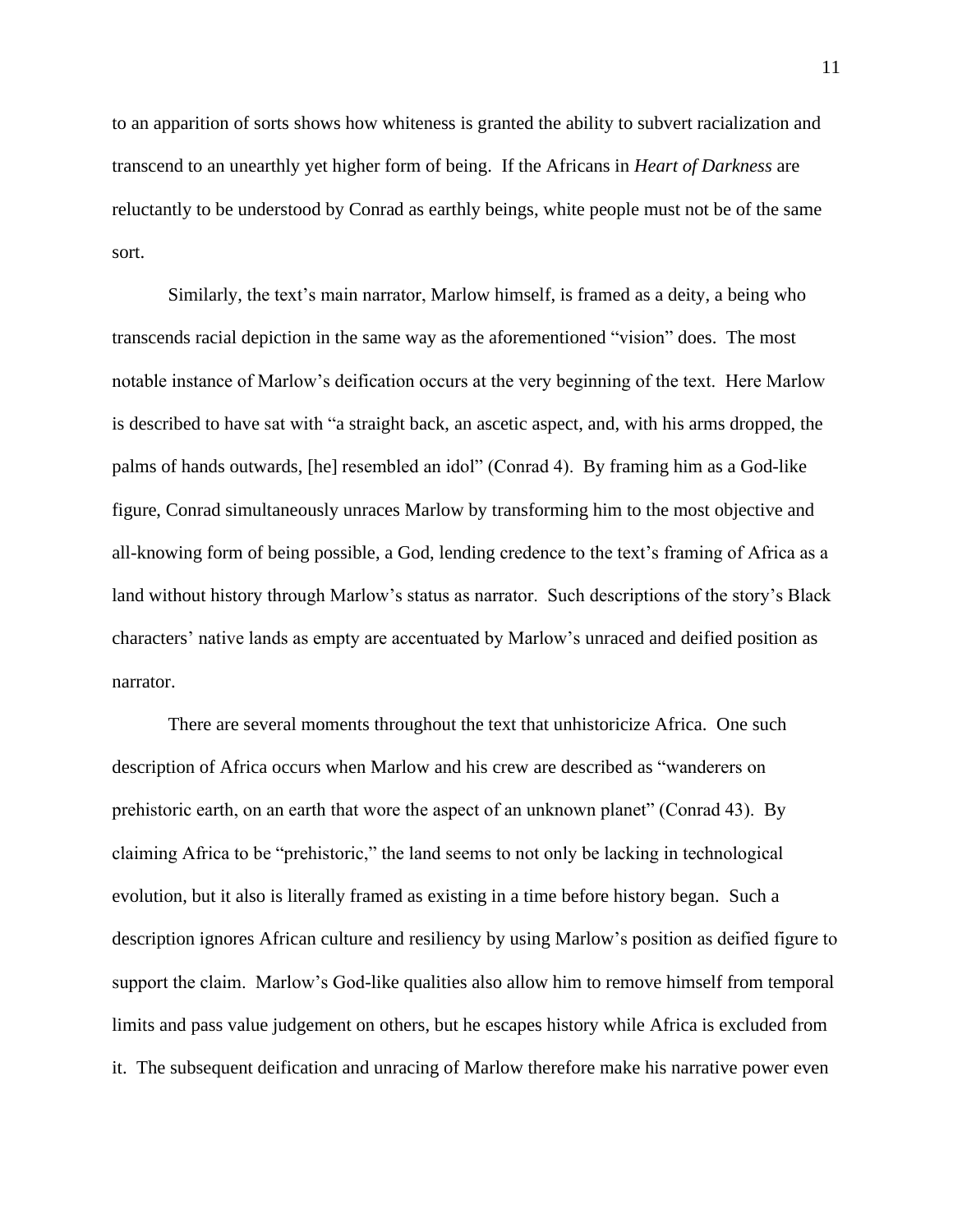to an apparition of sorts shows how whiteness is granted the ability to subvert racialization and transcend to an unearthly yet higher form of being. If the Africans in *Heart of Darkness* are reluctantly to be understood by Conrad as earthly beings, white people must not be of the same sort.

Similarly, the text's main narrator, Marlow himself, is framed as a deity, a being who transcends racial depiction in the same way as the aforementioned "vision" does. The most notable instance of Marlow's deification occurs at the very beginning of the text. Here Marlow is described to have sat with "a straight back, an ascetic aspect, and, with his arms dropped, the palms of hands outwards, [he] resembled an idol" (Conrad 4). By framing him as a God-like figure, Conrad simultaneously unraces Marlow by transforming him to the most objective and all-knowing form of being possible, a God, lending credence to the text's framing of Africa as a land without history through Marlow's status as narrator. Such descriptions of the story's Black characters' native lands as empty are accentuated by Marlow's unraced and deified position as narrator.

There are several moments throughout the text that unhistoricize Africa. One such description of Africa occurs when Marlow and his crew are described as "wanderers on prehistoric earth, on an earth that wore the aspect of an unknown planet" (Conrad 43). By claiming Africa to be "prehistoric," the land seems to not only be lacking in technological evolution, but it also is literally framed as existing in a time before history began. Such a description ignores African culture and resiliency by using Marlow's position as deified figure to support the claim. Marlow's God-like qualities also allow him to remove himself from temporal limits and pass value judgement on others, but he escapes history while Africa is excluded from it. The subsequent deification and unracing of Marlow therefore make his narrative power even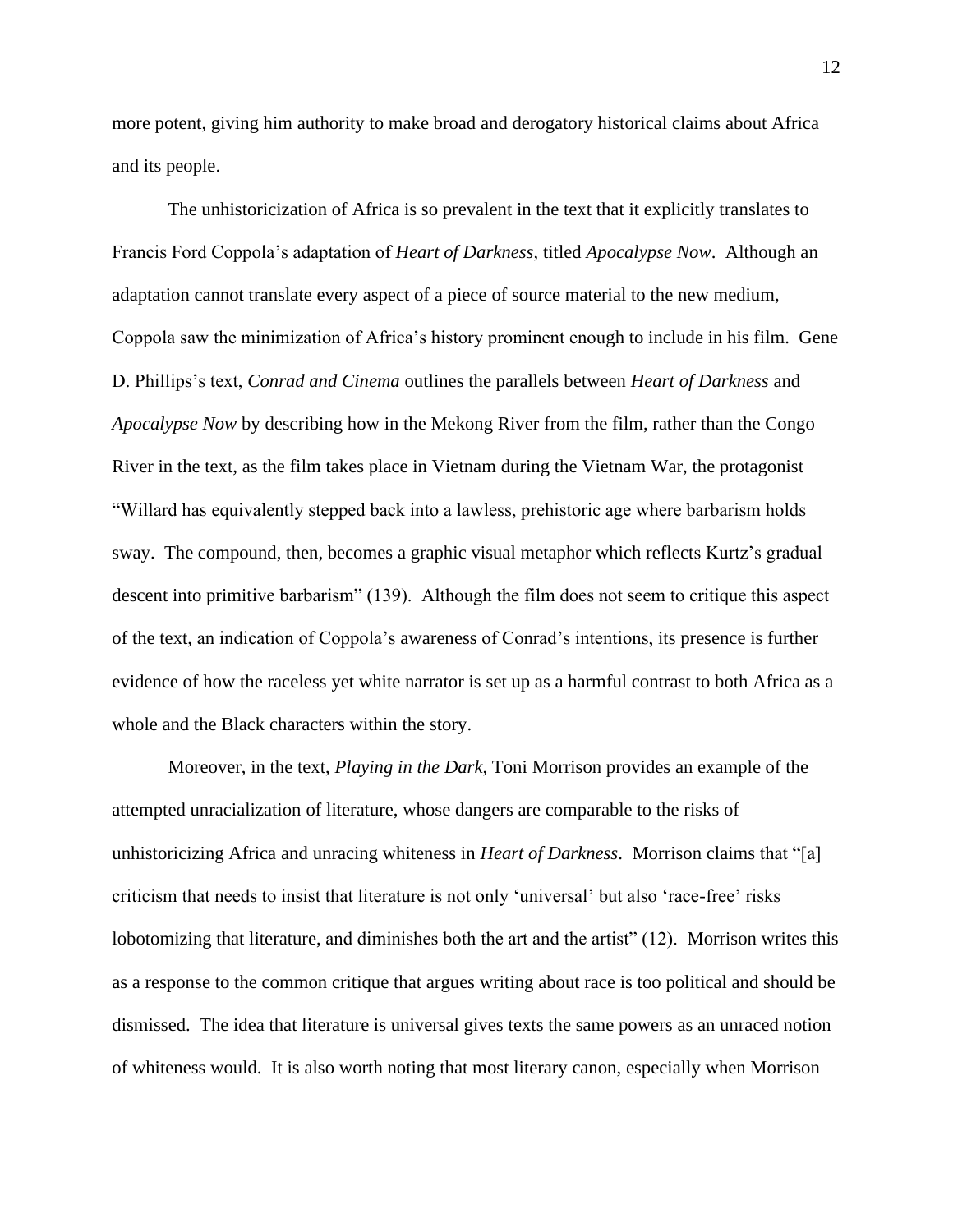more potent, giving him authority to make broad and derogatory historical claims about Africa and its people.

The unhistoricization of Africa is so prevalent in the text that it explicitly translates to Francis Ford Coppola's adaptation of *Heart of Darkness*, titled *Apocalypse Now*. Although an adaptation cannot translate every aspect of a piece of source material to the new medium, Coppola saw the minimization of Africa's history prominent enough to include in his film. Gene D. Phillips's text, *Conrad and Cinema* outlines the parallels between *Heart of Darkness* and *Apocalypse Now* by describing how in the Mekong River from the film, rather than the Congo River in the text, as the film takes place in Vietnam during the Vietnam War, the protagonist "Willard has equivalently stepped back into a lawless, prehistoric age where barbarism holds sway. The compound, then, becomes a graphic visual metaphor which reflects Kurtz's gradual descent into primitive barbarism" (139). Although the film does not seem to critique this aspect of the text, an indication of Coppola's awareness of Conrad's intentions, its presence is further evidence of how the raceless yet white narrator is set up as a harmful contrast to both Africa as a whole and the Black characters within the story.

Moreover, in the text, *Playing in the Dark*, Toni Morrison provides an example of the attempted unracialization of literature, whose dangers are comparable to the risks of unhistoricizing Africa and unracing whiteness in *Heart of Darkness*. Morrison claims that "[a] criticism that needs to insist that literature is not only 'universal' but also 'race-free' risks lobotomizing that literature, and diminishes both the art and the artist" (12). Morrison writes this as a response to the common critique that argues writing about race is too political and should be dismissed. The idea that literature is universal gives texts the same powers as an unraced notion of whiteness would. It is also worth noting that most literary canon, especially when Morrison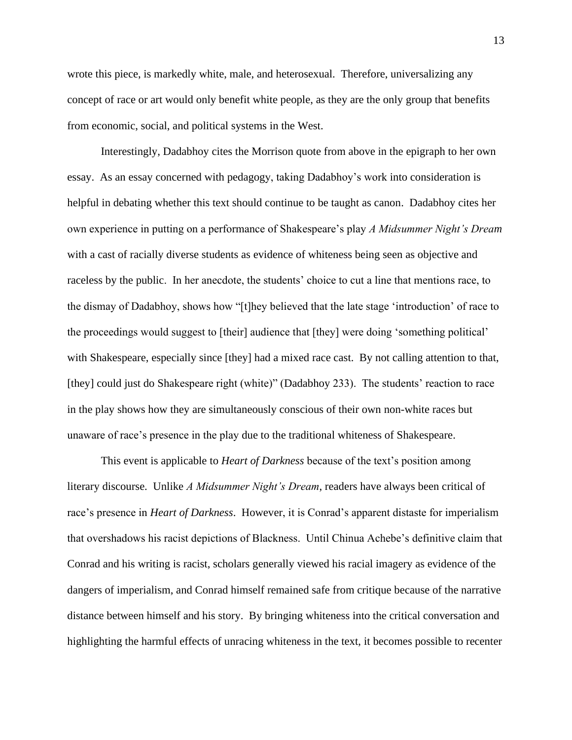wrote this piece, is markedly white, male, and heterosexual. Therefore, universalizing any concept of race or art would only benefit white people, as they are the only group that benefits from economic, social, and political systems in the West.

Interestingly, Dadabhoy cites the Morrison quote from above in the epigraph to her own essay. As an essay concerned with pedagogy, taking Dadabhoy's work into consideration is helpful in debating whether this text should continue to be taught as canon. Dadabhoy cites her own experience in putting on a performance of Shakespeare's play *A Midsummer Night's Dream* with a cast of racially diverse students as evidence of whiteness being seen as objective and raceless by the public. In her anecdote, the students' choice to cut a line that mentions race, to the dismay of Dadabhoy, shows how "[t]hey believed that the late stage 'introduction' of race to the proceedings would suggest to [their] audience that [they] were doing 'something political' with Shakespeare, especially since [they] had a mixed race cast. By not calling attention to that, [they] could just do Shakespeare right (white)" (Dadabhoy 233). The students' reaction to race in the play shows how they are simultaneously conscious of their own non-white races but unaware of race's presence in the play due to the traditional whiteness of Shakespeare.

This event is applicable to *Heart of Darkness* because of the text's position among literary discourse. Unlike *A Midsummer Night's Dream*, readers have always been critical of race's presence in *Heart of Darkness*. However, it is Conrad's apparent distaste for imperialism that overshadows his racist depictions of Blackness. Until Chinua Achebe's definitive claim that Conrad and his writing is racist, scholars generally viewed his racial imagery as evidence of the dangers of imperialism, and Conrad himself remained safe from critique because of the narrative distance between himself and his story. By bringing whiteness into the critical conversation and highlighting the harmful effects of unracing whiteness in the text, it becomes possible to recenter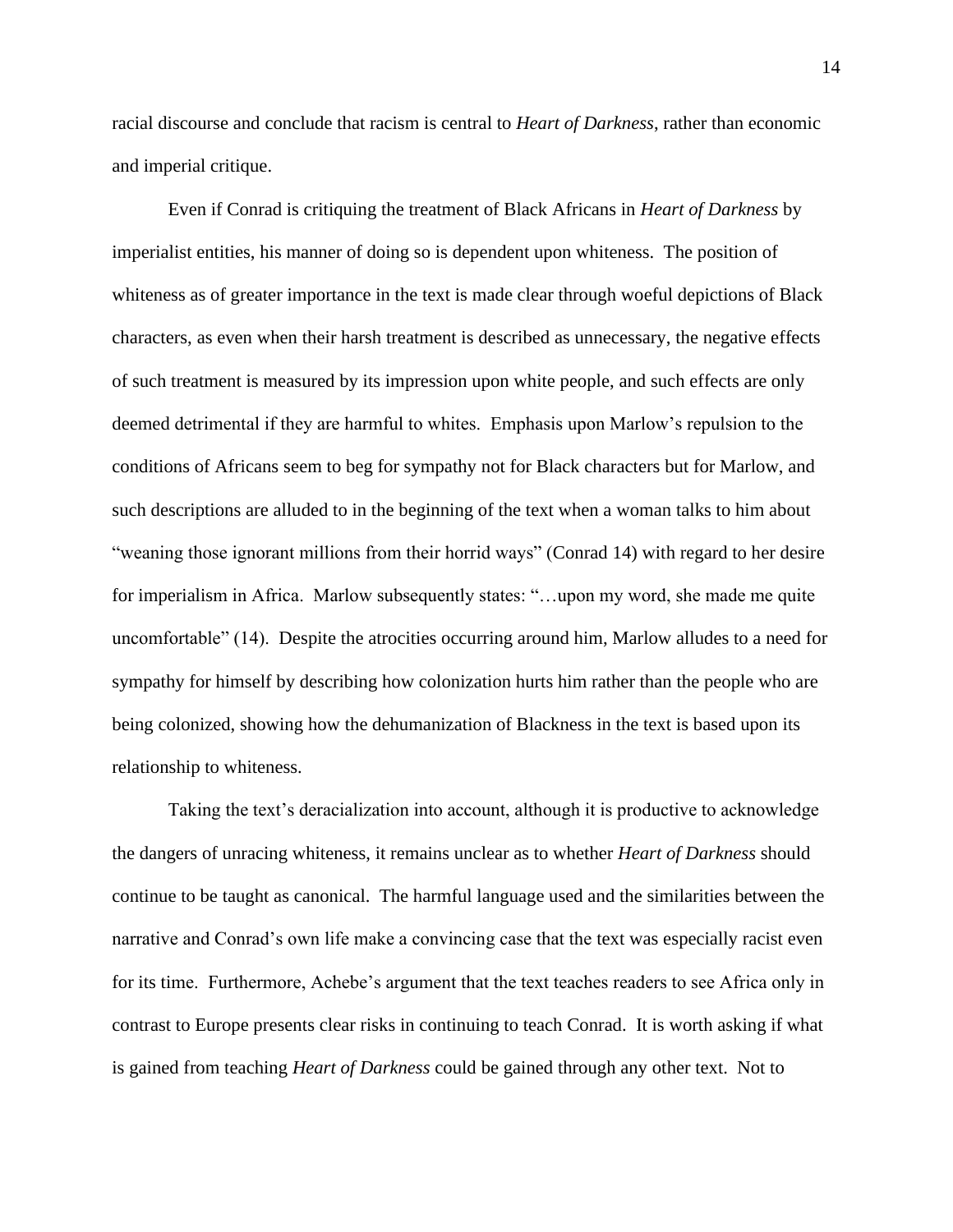racial discourse and conclude that racism is central to *Heart of Darkness*, rather than economic and imperial critique.

Even if Conrad is critiquing the treatment of Black Africans in *Heart of Darkness* by imperialist entities, his manner of doing so is dependent upon whiteness. The position of whiteness as of greater importance in the text is made clear through woeful depictions of Black characters, as even when their harsh treatment is described as unnecessary, the negative effects of such treatment is measured by its impression upon white people, and such effects are only deemed detrimental if they are harmful to whites. Emphasis upon Marlow's repulsion to the conditions of Africans seem to beg for sympathy not for Black characters but for Marlow, and such descriptions are alluded to in the beginning of the text when a woman talks to him about "weaning those ignorant millions from their horrid ways" (Conrad 14) with regard to her desire for imperialism in Africa. Marlow subsequently states: "…upon my word, she made me quite uncomfortable" (14). Despite the atrocities occurring around him, Marlow alludes to a need for sympathy for himself by describing how colonization hurts him rather than the people who are being colonized, showing how the dehumanization of Blackness in the text is based upon its relationship to whiteness.

Taking the text's deracialization into account, although it is productive to acknowledge the dangers of unracing whiteness, it remains unclear as to whether *Heart of Darkness* should continue to be taught as canonical. The harmful language used and the similarities between the narrative and Conrad's own life make a convincing case that the text was especially racist even for its time. Furthermore, Achebe's argument that the text teaches readers to see Africa only in contrast to Europe presents clear risks in continuing to teach Conrad. It is worth asking if what is gained from teaching *Heart of Darkness* could be gained through any other text. Not to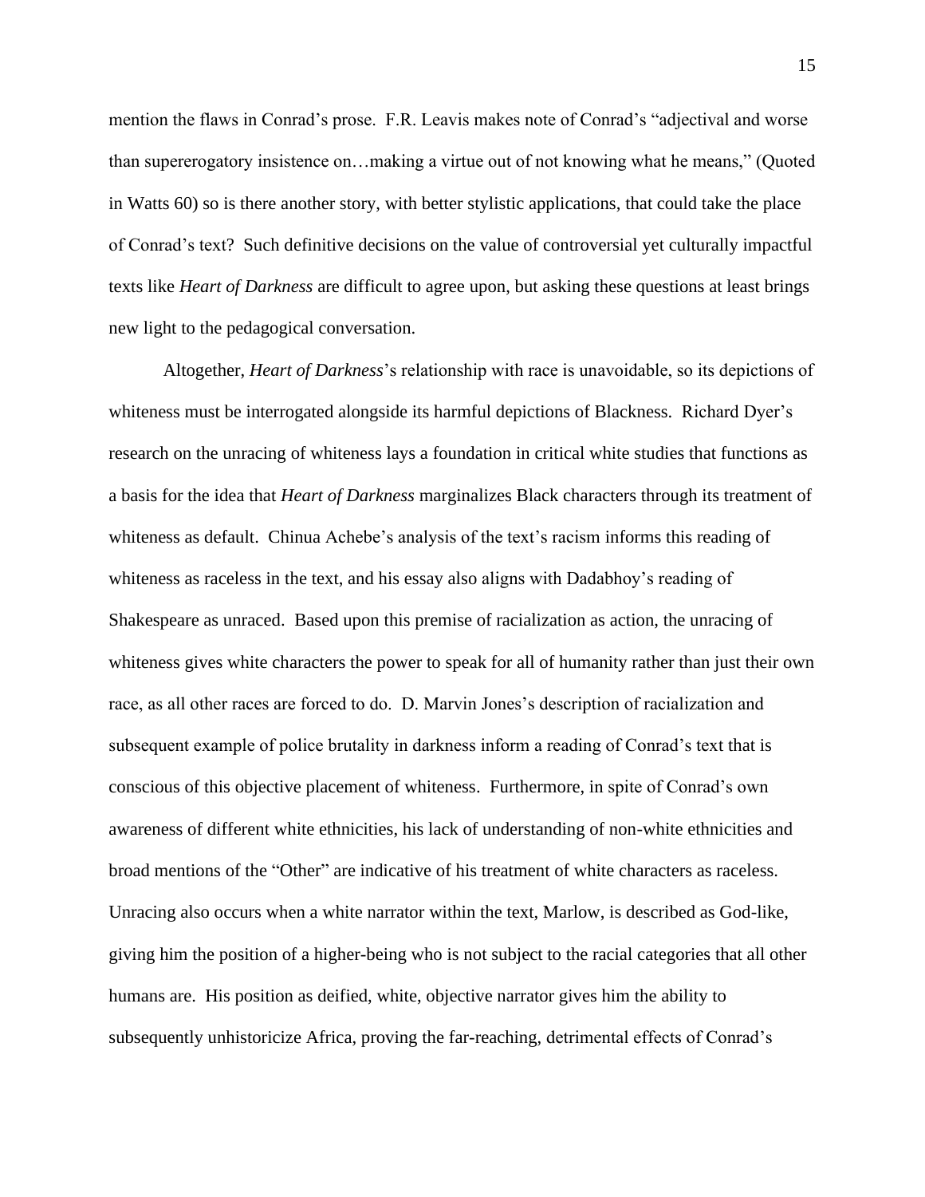mention the flaws in Conrad's prose. F.R. Leavis makes note of Conrad's "adjectival and worse than supererogatory insistence on…making a virtue out of not knowing what he means," (Quoted in Watts 60) so is there another story, with better stylistic applications, that could take the place of Conrad's text? Such definitive decisions on the value of controversial yet culturally impactful texts like *Heart of Darkness* are difficult to agree upon, but asking these questions at least brings new light to the pedagogical conversation.

Altogether, *Heart of Darkness*'s relationship with race is unavoidable, so its depictions of whiteness must be interrogated alongside its harmful depictions of Blackness. Richard Dyer's research on the unracing of whiteness lays a foundation in critical white studies that functions as a basis for the idea that *Heart of Darkness* marginalizes Black characters through its treatment of whiteness as default. Chinua Achebe's analysis of the text's racism informs this reading of whiteness as raceless in the text, and his essay also aligns with Dadabhoy's reading of Shakespeare as unraced. Based upon this premise of racialization as action, the unracing of whiteness gives white characters the power to speak for all of humanity rather than just their own race, as all other races are forced to do. D. Marvin Jones's description of racialization and subsequent example of police brutality in darkness inform a reading of Conrad's text that is conscious of this objective placement of whiteness. Furthermore, in spite of Conrad's own awareness of different white ethnicities, his lack of understanding of non-white ethnicities and broad mentions of the "Other" are indicative of his treatment of white characters as raceless. Unracing also occurs when a white narrator within the text, Marlow, is described as God-like, giving him the position of a higher-being who is not subject to the racial categories that all other humans are. His position as deified, white, objective narrator gives him the ability to subsequently unhistoricize Africa, proving the far-reaching, detrimental effects of Conrad's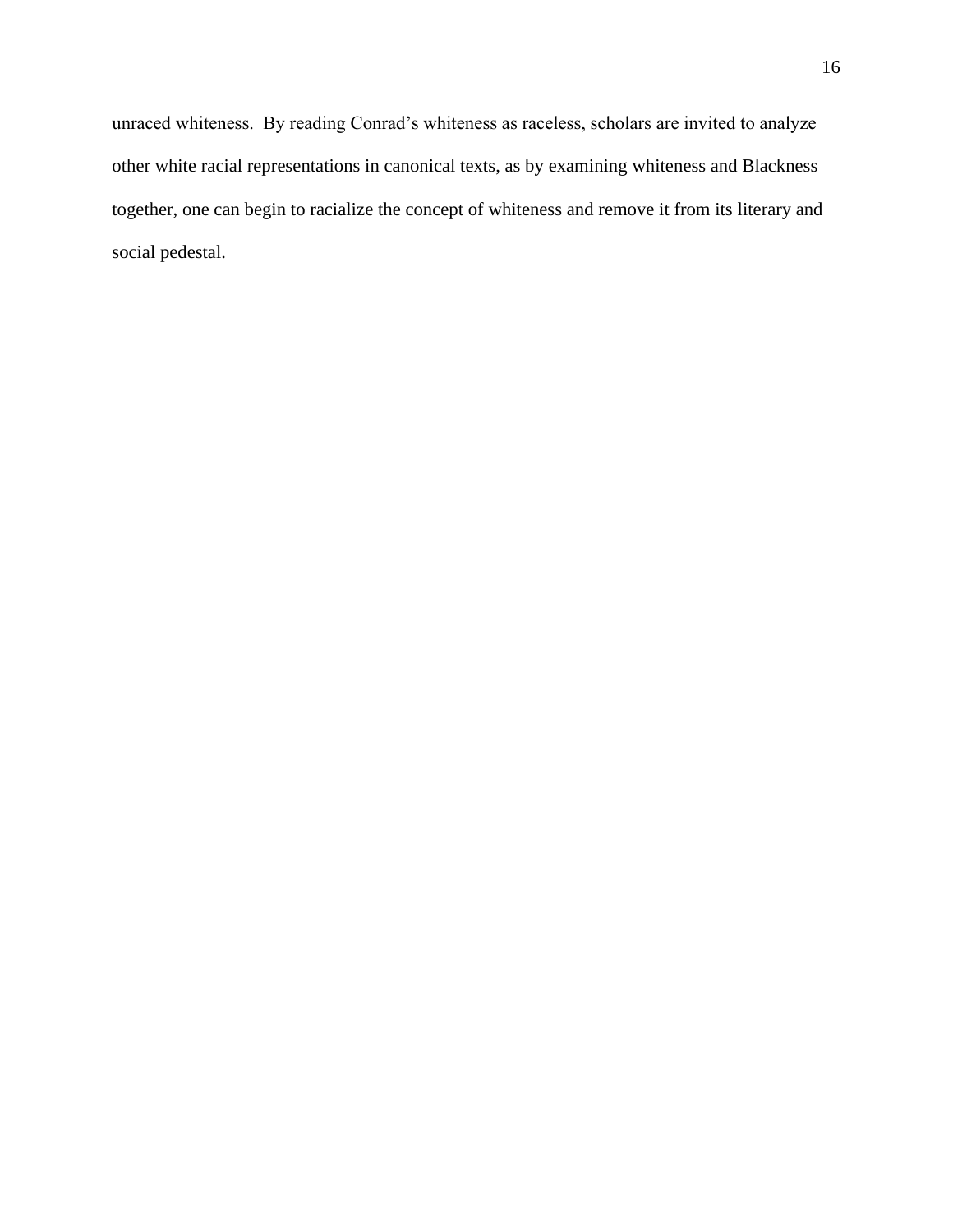unraced whiteness. By reading Conrad's whiteness as raceless, scholars are invited to analyze other white racial representations in canonical texts, as by examining whiteness and Blackness together, one can begin to racialize the concept of whiteness and remove it from its literary and social pedestal.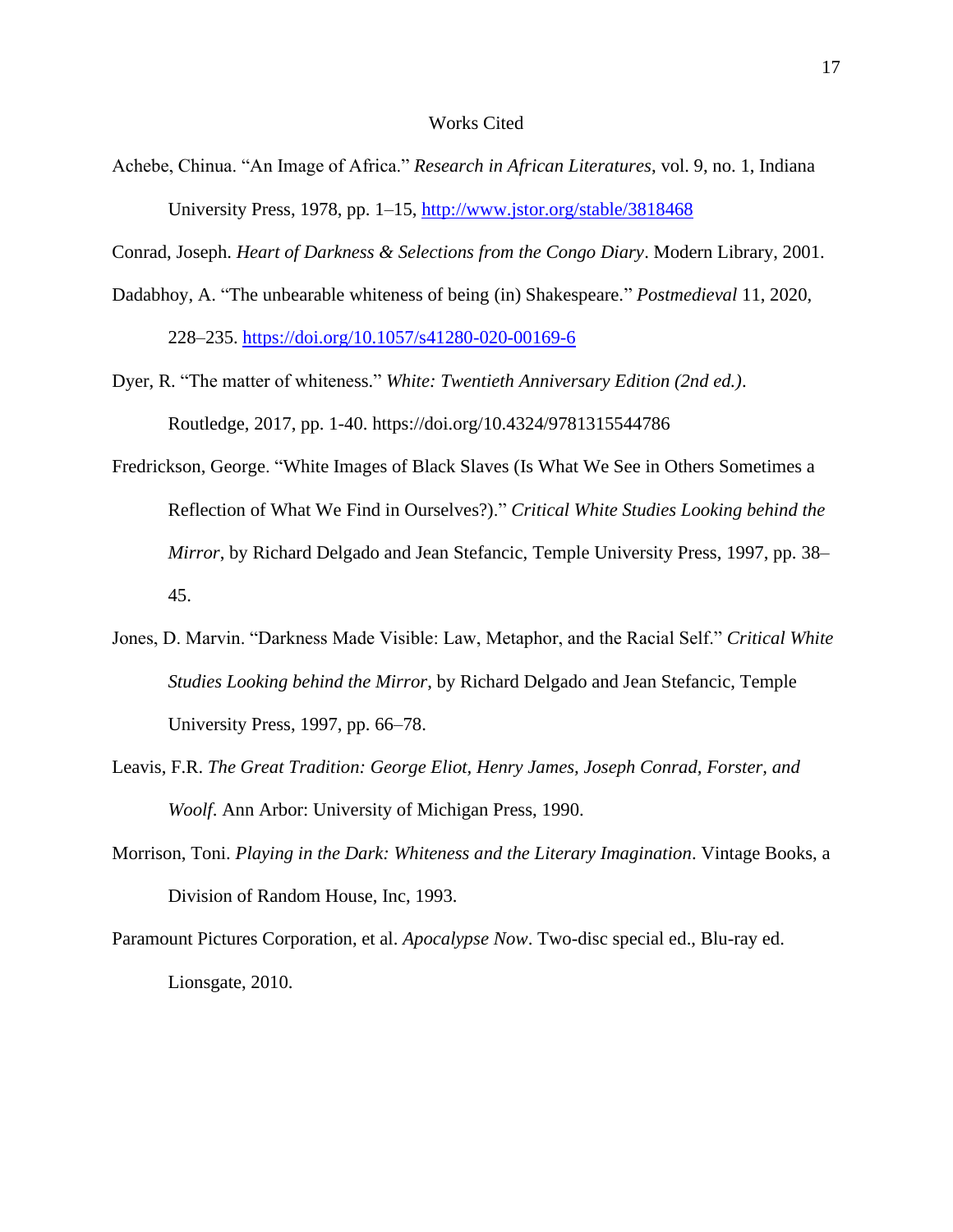# Works Cited

Achebe, Chinua. "An Image of Africa." *Research in African Literatures*, vol. 9, no. 1, Indiana University Press, 1978, pp. 1–15, http://www.jstor.org/stable/3818468

Conrad, Joseph. *Heart of Darkness & Selections from the Congo Diary*. Modern Library, 2001.

Dadabhoy, A. "The unbearable whiteness of being (in) Shakespeare." *Postmedieval* 11, 2020, 228–235. https://doi.org/10.1057/s41280-020-00169-6

Dyer, R. "The matter of whiteness." *White: Twentieth Anniversary Edition (2nd ed.)*. Routledge, 2017, pp. 1-40. https://doi.org/10.4324/9781315544786

Fredrickson, George. "White Images of Black Slaves (Is What We See in Others Sometimes a Reflection of What We Find in Ourselves?)." *Critical White Studies Looking behind the Mirror*, by Richard Delgado and Jean Stefancic, Temple University Press, 1997, pp. 38–45.

Jones, D. Marvin. "Darkness Made Visible: Law, Metaphor, and the Racial Self." *Critical White Studies Looking behind the Mirror*, by Richard Delgado and Jean Stefancic, Temple University Press, 1997, pp. 66–78.

Leavis, F.R. *The Great Tradition: George Eliot, Henry James, Joseph Conrad, Forster, and Woolf*. Ann Arbor: University of Michigan Press, 1990.

Morrison, Toni. *Playing in the Dark: Whiteness and the Literary Imagination*. Vintage Books, a Division of Random House, Inc, 1993.

Paramount Pictures Corporation, et al. *Apocalypse Now*. Two-disc special ed., Blu-ray ed. Lionsgate, 2010.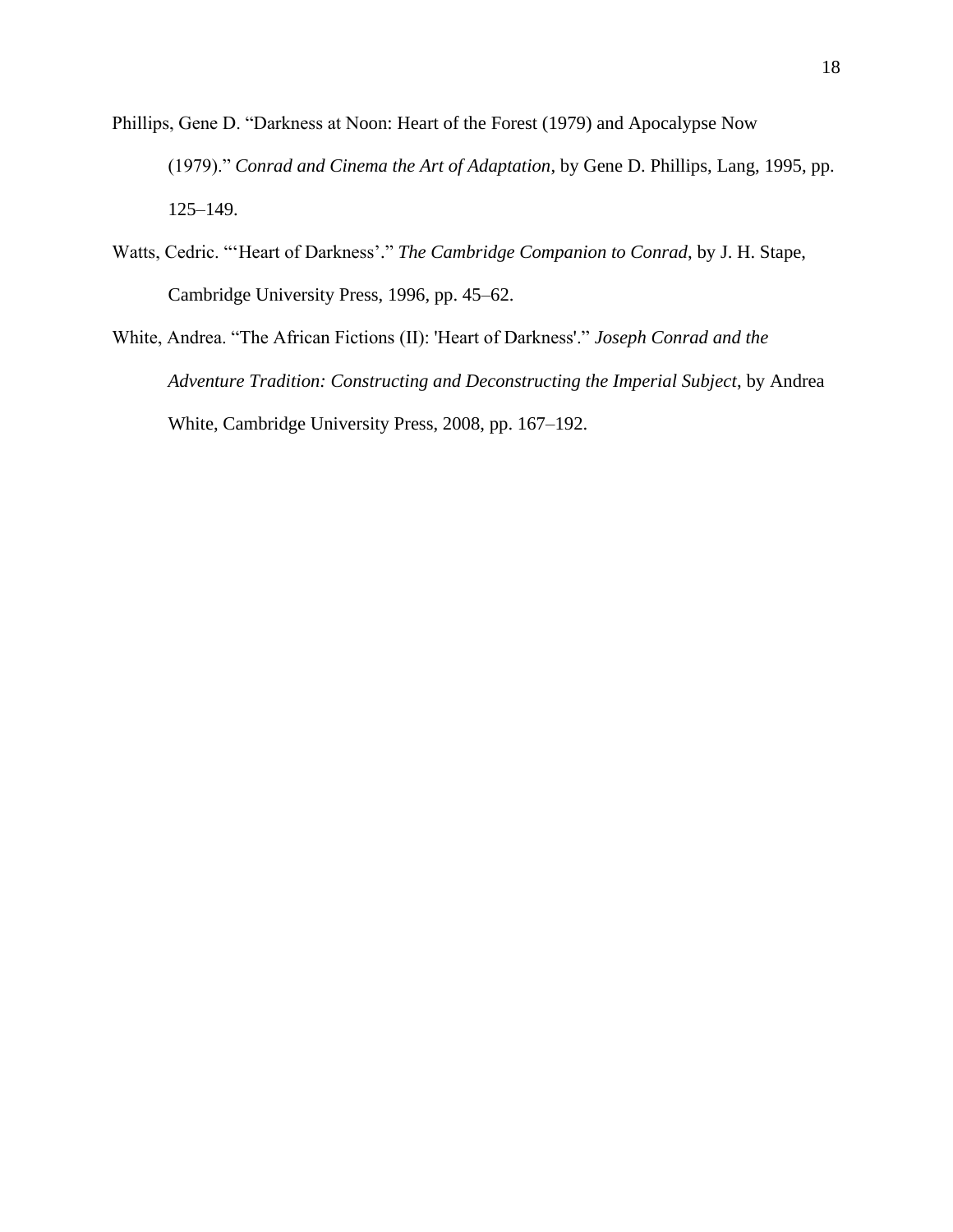Phillips, Gene D. "Darkness at Noon: Heart of the Forest (1979) and Apocalypse Now (1979)." *Conrad and Cinema the Art of Adaptation*, by Gene D. Phillips, Lang, 1995, pp. 125–149.

Watts, Cedric. "'Heart of Darkness'." *The Cambridge Companion to Conrad*, by J. H. Stape, Cambridge University Press, 1996, pp. 45–62.

White, Andrea. "The African Fictions (II): 'Heart of Darkness'." *Joseph Conrad and the Adventure Tradition: Constructing and Deconstructing the Imperial Subject*, by Andrea White, Cambridge University Press, 2008, pp. 167–192.